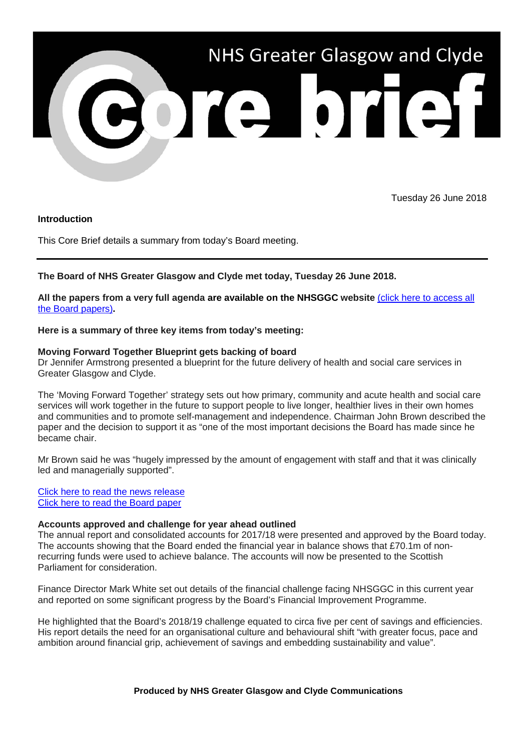# NHS Greater Glasgow and Clyde Core brief

Tuesday 26 June 2018

**Introduction**

This Core Brief details a summary from today's Board meeting.

---

**The Board of NHS Greater Glasgow and Clyde met today, Tuesday 26 June 2018.**

**All the papers from a very full agenda are available on the NHSGGC website** [(click here to access all the Board papers)]()**.**

**Here is a summary of three key items from today's meeting:**

**Moving Forward Together Blueprint gets backing of board**

Dr Jennifer Armstrong presented a blueprint for the future delivery of health and social care services in Greater Glasgow and Clyde.

The 'Moving Forward Together' strategy sets out how primary, community and acute health and social care services will work together in the future to support people to live longer, healthier lives in their own homes and communities and to promote self-management and independence. Chairman John Brown described the paper and the decision to support it as "one of the most important decisions the Board has made since he became chair.

Mr Brown said he was "hugely impressed by the amount of engagement with staff and that it was clinically led and managerially supported".

[Click here to read the news release]()
[Click here to read the Board paper]()

**Accounts approved and challenge for year ahead outlined**

The annual report and consolidated accounts for 2017/18 were presented and approved by the Board today. The accounts showing that the Board ended the financial year in balance shows that £70.1m of non-recurring funds were used to achieve balance. The accounts will now be presented to the Scottish Parliament for consideration.

Finance Director Mark White set out details of the financial challenge facing NHSGGC in this current year and reported on some significant progress by the Board's Financial Improvement Programme.

He highlighted that the Board's 2018/19 challenge equated to circa five per cent of savings and efficiencies. His report details the need for an organisational culture and behavioural shift "with greater focus, pace and ambition around financial grip, achievement of savings and embedding sustainability and value".

**Produced by NHS Greater Glasgow and Clyde Communications**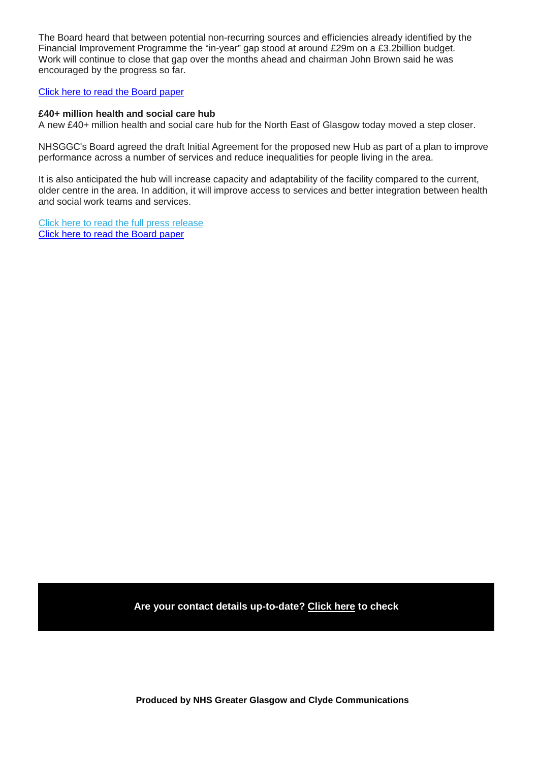The Board heard that between potential non-recurring sources and efficiencies already identified by the Financial Improvement Programme the "in-year" gap stood at around £29m on a £3.2billion budget. Work will continue to close that gap over the months ahead and chairman John Brown said he was encouraged by the progress so far.

Click here to read the Board paper

**£40+ million health and social care hub**

A new £40+ million health and social care hub for the North East of Glasgow today moved a step closer.

NHSGGC's Board agreed the draft Initial Agreement for the proposed new Hub as part of a plan to improve performance across a number of services and reduce inequalities for people living in the area.

It is also anticipated the hub will increase capacity and adaptability of the facility compared to the current, older centre in the area. In addition, it will improve access to services and better integration between health and social work teams and services.

Click here to read the full press release

Click here to read the Board paper

**Are your contact details up-to-date? Click here to check**

**Produced by NHS Greater Glasgow and Clyde Communications**